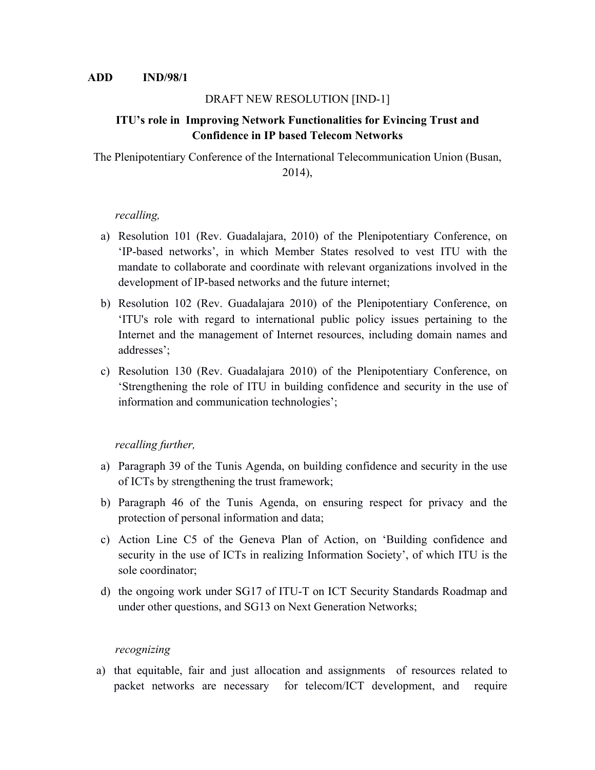**ADD IND/98/1**

DRAFT NEW RESOLUTION [IND-1]

**ITU's role in Improving Network Functionalities for Evincing Trust and Confidence in IP based Telecom Networks**

The Plenipotentiary Conference of the International Telecommunication Union (Busan, 2014),

*recalling,*

a) Resolution 101 (Rev. Guadalajara, 2010) of the Plenipotentiary Conference, on 'IP-based networks', in which Member States resolved to vest ITU with the mandate to collaborate and coordinate with relevant organizations involved in the development of IP-based networks and the future internet;

b) Resolution 102 (Rev. Guadalajara 2010) of the Plenipotentiary Conference, on 'ITU's role with regard to international public policy issues pertaining to the Internet and the management of Internet resources, including domain names and addresses';

c) Resolution 130 (Rev. Guadalajara 2010) of the Plenipotentiary Conference, on 'Strengthening the role of ITU in building confidence and security in the use of information and communication technologies';

*recalling further,*

a) Paragraph 39 of the Tunis Agenda, on building confidence and security in the use of ICTs by strengthening the trust framework;

b) Paragraph 46 of the Tunis Agenda, on ensuring respect for privacy and the protection of personal information and data;

c) Action Line C5 of the Geneva Plan of Action, on 'Building confidence and security in the use of ICTs in realizing Information Society', of which ITU is the sole coordinator;

d) the ongoing work under SG17 of ITU-T on ICT Security Standards Roadmap and under other questions, and SG13 on Next Generation Networks;

*recognizing*

a) that equitable, fair and just allocation and assignments of resources related to packet networks are necessary for telecom/ICT development, and require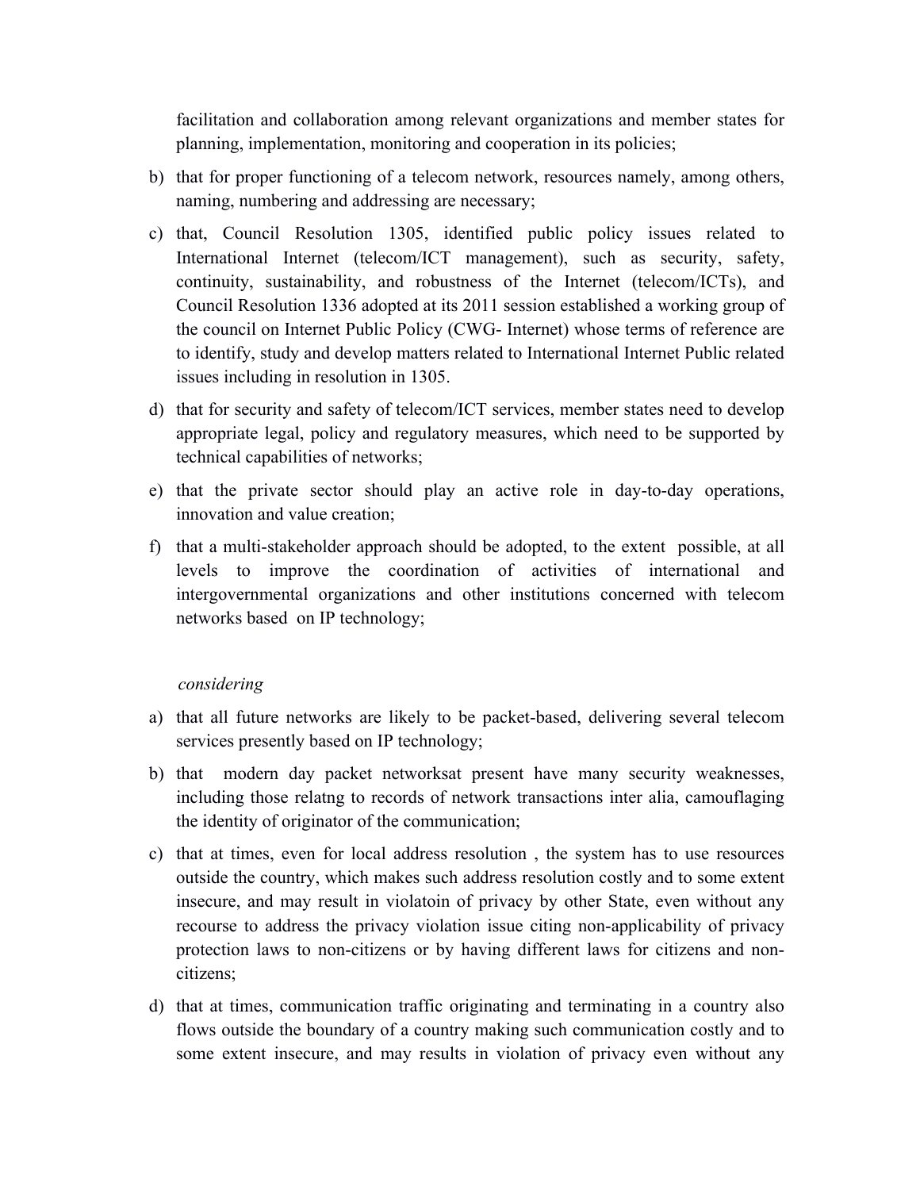facilitation and collaboration among relevant organizations and member states for planning, implementation, monitoring and cooperation in its policies;

b) that for proper functioning of a telecom network, resources namely, among others, naming, numbering and addressing are necessary;

c) that, Council Resolution 1305, identified public policy issues related to International Internet (telecom/ICT management), such as security, safety, continuity, sustainability, and robustness of the Internet (telecom/ICTs), and Council Resolution 1336 adopted at its 2011 session established a working group of the council on Internet Public Policy (CWG- Internet) whose terms of reference are to identify, study and develop matters related to International Internet Public related issues including in resolution in 1305.

d) that for security and safety of telecom/ICT services, member states need to develop appropriate legal, policy and regulatory measures, which need to be supported by technical capabilities of networks;

e) that the private sector should play an active role in day-to-day operations, innovation and value creation;

f) that a multi-stakeholder approach should be adopted, to the extent possible, at all levels to improve the coordination of activities of international and intergovernmental organizations and other institutions concerned with telecom networks based on IP technology;

*considering*

a) that all future networks are likely to be packet-based, delivering several telecom services presently based on IP technology;

b) that modern day packet networksat present have many security weaknesses, including those relatng to records of network transactions inter alia, camouflaging the identity of originator of the communication;

c) that at times, even for local address resolution , the system has to use resources outside the country, which makes such address resolution costly and to some extent insecure, and may result in violatoin of privacy by other State, even without any recourse to address the privacy violation issue citing non-applicability of privacy protection laws to non-citizens or by having different laws for citizens and non-citizens;

d) that at times, communication traffic originating and terminating in a country also flows outside the boundary of a country making such communication costly and to some extent insecure, and may results in violation of privacy even without any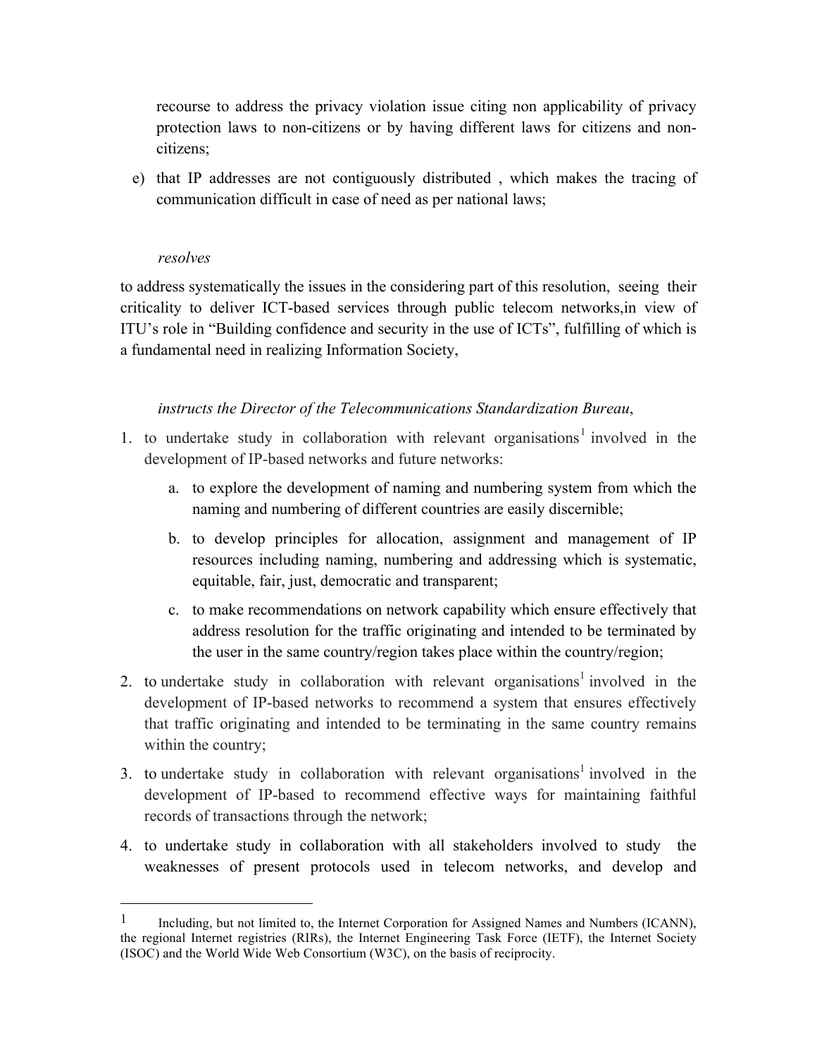recourse to address the privacy violation issue citing non applicability of privacy protection laws to non-citizens or by having different laws for citizens and non-citizens;

e) that IP addresses are not contiguously distributed , which makes the tracing of communication difficult in case of need as per national laws;

*resolves*

to address systematically the issues in the considering part of this resolution, seeing their criticality to deliver ICT-based services through public telecom networks,in view of ITU's role in "Building confidence and security in the use of ICTs", fulfilling of which is a fundamental need in realizing Information Society,

*instructs the Director of the Telecommunications Standardization Bureau*,

1. to undertake study in collaboration with relevant organisations[1] involved in the development of IP-based networks and future networks:
    a. to explore the development of naming and numbering system from which the naming and numbering of different countries are easily discernible;
    b. to develop principles for allocation, assignment and management of IP resources including naming, numbering and addressing which is systematic, equitable, fair, just, democratic and transparent;
    c. to make recommendations on network capability which ensure effectively that address resolution for the traffic originating and intended to be terminated by the user in the same country/region takes place within the country/region;
2. to undertake study in collaboration with relevant organisations[1] involved in the development of IP-based networks to recommend a system that ensures effectively that traffic originating and intended to be terminating in the same country remains within the country;
3. to undertake study in collaboration with relevant organisations[1] involved in the development of IP-based to recommend effective ways for maintaining faithful records of transactions through the network;
4. to undertake study in collaboration with all stakeholders involved to study the weaknesses of present protocols used in telecom networks, and develop and

[1] Including, but not limited to, the Internet Corporation for Assigned Names and Numbers (ICANN), the regional Internet registries (RIRs), the Internet Engineering Task Force (IETF), the Internet Society (ISOC) and the World Wide Web Consortium (W3C), on the basis of reciprocity.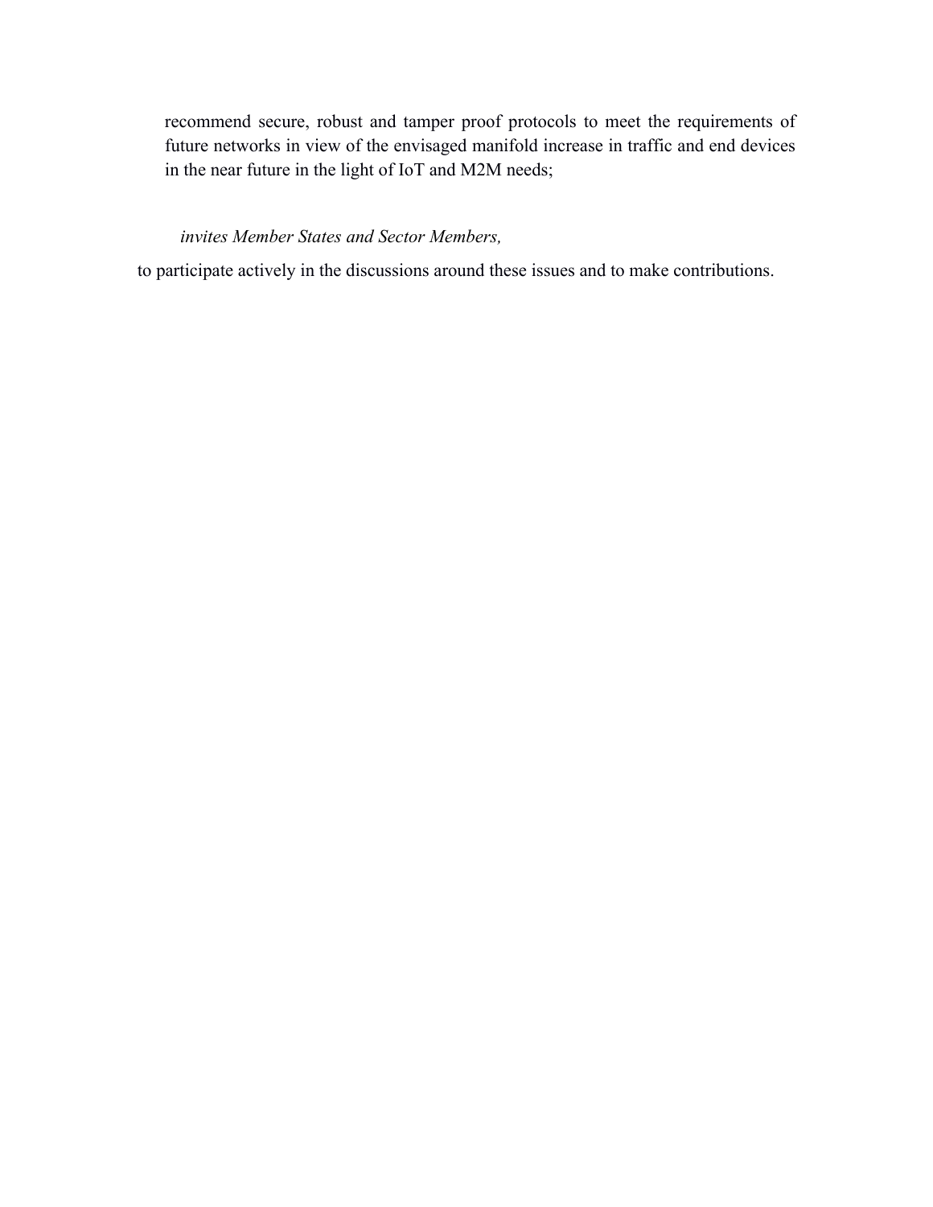recommend secure, robust and tamper proof protocols to meet the requirements of future networks in view of the envisaged manifold increase in traffic and end devices in the near future in the light of IoT and M2M needs;

*invites Member States and Sector Members,*

to participate actively in the discussions around these issues and to make contributions.